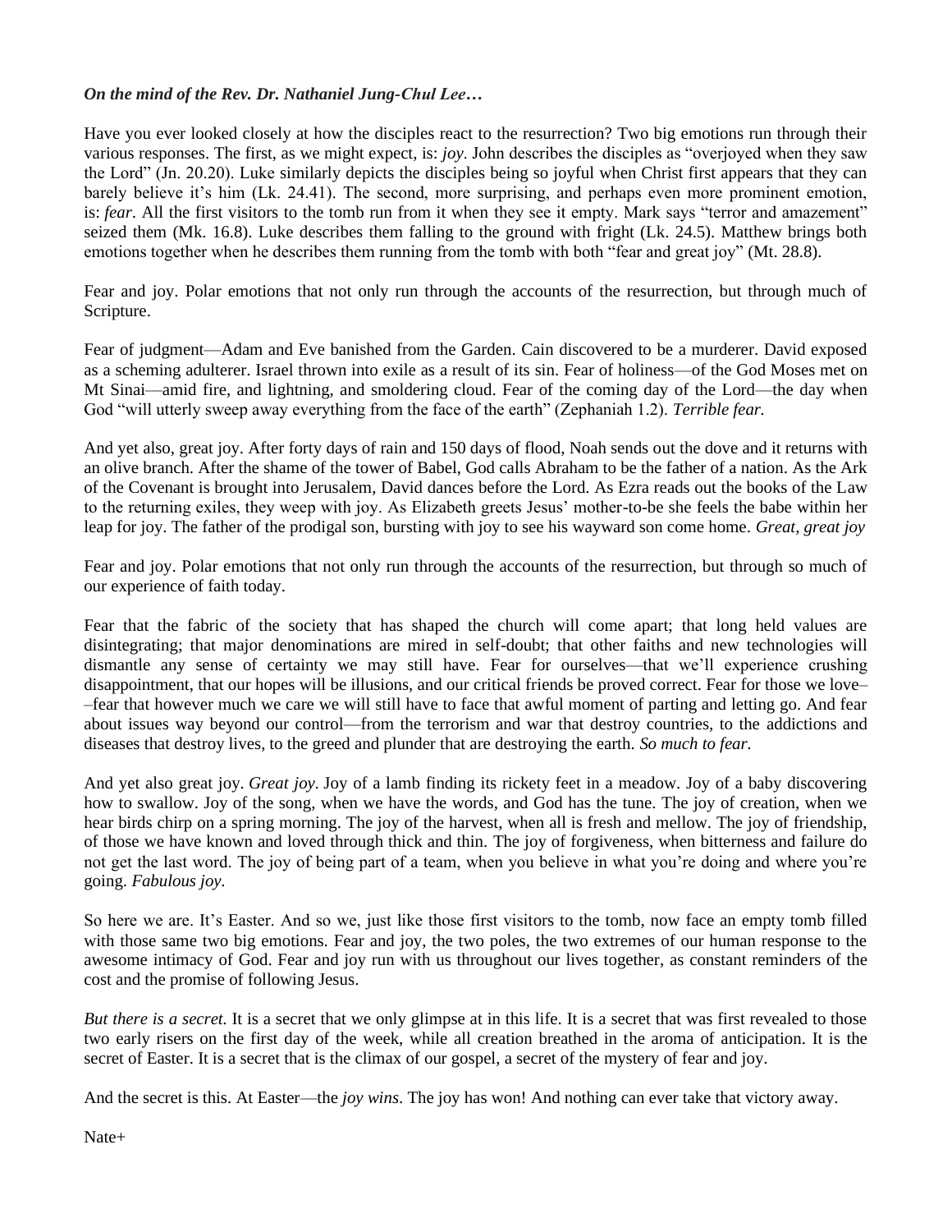***On the mind of the Rev. Dr. Nathaniel Jung-Chul Lee…***

Have you ever looked closely at how the disciples react to the resurrection? Two big emotions run through their various responses. The first, as we might expect, is: *joy*. John describes the disciples as "overjoyed when they saw the Lord" (Jn. 20.20). Luke similarly depicts the disciples being so joyful when Christ first appears that they can barely believe it's him (Lk. 24.41). The second, more surprising, and perhaps even more prominent emotion, is: *fear*. All the first visitors to the tomb run from it when they see it empty. Mark says "terror and amazement" seized them (Mk. 16.8). Luke describes them falling to the ground with fright (Lk. 24.5). Matthew brings both emotions together when he describes them running from the tomb with both "fear and great joy" (Mt. 28.8).

Fear and joy. Polar emotions that not only run through the accounts of the resurrection, but through much of Scripture.

Fear of judgment—Adam and Eve banished from the Garden. Cain discovered to be a murderer. David exposed as a scheming adulterer. Israel thrown into exile as a result of its sin. Fear of holiness—of the God Moses met on Mt Sinai—amid fire, and lightning, and smoldering cloud. Fear of the coming day of the Lord—the day when God "will utterly sweep away everything from the face of the earth" (Zephaniah 1.2). *Terrible fear.*

And yet also, great joy. After forty days of rain and 150 days of flood, Noah sends out the dove and it returns with an olive branch. After the shame of the tower of Babel, God calls Abraham to be the father of a nation. As the Ark of the Covenant is brought into Jerusalem, David dances before the Lord. As Ezra reads out the books of the Law to the returning exiles, they weep with joy. As Elizabeth greets Jesus' mother-to-be she feels the babe within her leap for joy. The father of the prodigal son, bursting with joy to see his wayward son come home. *Great, great joy*

Fear and joy. Polar emotions that not only run through the accounts of the resurrection, but through so much of our experience of faith today.

Fear that the fabric of the society that has shaped the church will come apart; that long held values are disintegrating; that major denominations are mired in self-doubt; that other faiths and new technologies will dismantle any sense of certainty we may still have. Fear for ourselves—that we'll experience crushing disappointment, that our hopes will be illusions, and our critical friends be proved correct. Fear for those we love––fear that however much we care we will still have to face that awful moment of parting and letting go. And fear about issues way beyond our control—from the terrorism and war that destroy countries, to the addictions and diseases that destroy lives, to the greed and plunder that are destroying the earth. *So much to fear.*

And yet also great joy. *Great joy*. Joy of a lamb finding its rickety feet in a meadow. Joy of a baby discovering how to swallow. Joy of the song, when we have the words, and God has the tune. The joy of creation, when we hear birds chirp on a spring morning. The joy of the harvest, when all is fresh and mellow. The joy of friendship, of those we have known and loved through thick and thin. The joy of forgiveness, when bitterness and failure do not get the last word. The joy of being part of a team, when you believe in what you're doing and where you're going. *Fabulous joy.*

So here we are. It's Easter. And so we, just like those first visitors to the tomb, now face an empty tomb filled with those same two big emotions. Fear and joy, the two poles, the two extremes of our human response to the awesome intimacy of God. Fear and joy run with us throughout our lives together, as constant reminders of the cost and the promise of following Jesus.

*But there is a secret.* It is a secret that we only glimpse at in this life. It is a secret that was first revealed to those two early risers on the first day of the week, while all creation breathed in the aroma of anticipation. It is the secret of Easter. It is a secret that is the climax of our gospel, a secret of the mystery of fear and joy.

And the secret is this. At Easter—the *joy wins*. The joy has won! And nothing can ever take that victory away.

Nate+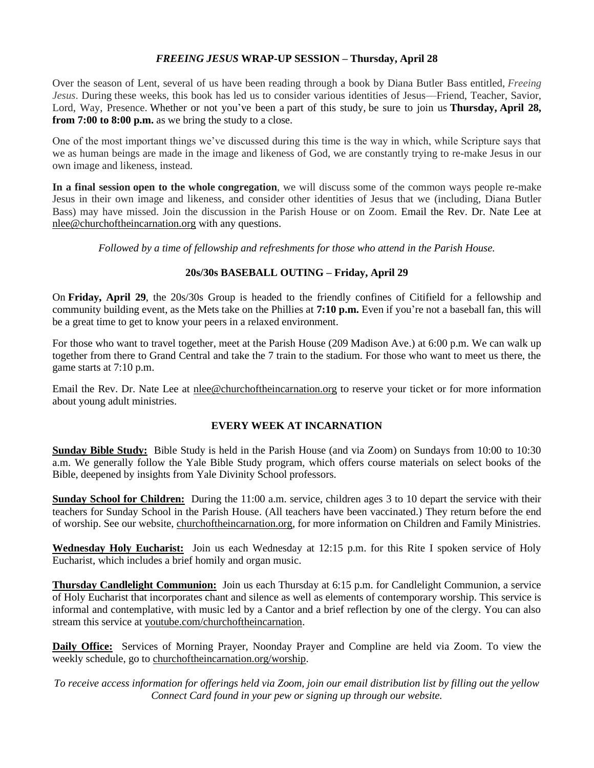## *FREEING JESUS* WRAP-UP SESSION – Thursday, April 28

Over the season of Lent, several of us have been reading through a book by Diana Butler Bass entitled, *Freeing Jesus*. During these weeks, this book has led us to consider various identities of Jesus—Friend, Teacher, Savior, Lord, Way, Presence. Whether or not you've been a part of this study, be sure to join us **Thursday, April 28, from 7:00 to 8:00 p.m.** as we bring the study to a close.

One of the most important things we've discussed during this time is the way in which, while Scripture says that we as human beings are made in the image and likeness of God, we are constantly trying to re-make Jesus in our own image and likeness, instead.

**In a final session open to the whole congregation**, we will discuss some of the common ways people re-make Jesus in their own image and likeness, and consider other identities of Jesus that we (including, Diana Butler Bass) may have missed. Join the discussion in the Parish House or on Zoom. Email the Rev. Dr. Nate Lee at nlee@churchoftheincarnation.org with any questions.

*Followed by a time of fellowship and refreshments for those who attend in the Parish House.*

## 20s/30s BASEBALL OUTING – Friday, April 29

On **Friday, April 29**, the 20s/30s Group is headed to the friendly confines of Citifield for a fellowship and community building event, as the Mets take on the Phillies at **7:10 p.m.** Even if you're not a baseball fan, this will be a great time to get to know your peers in a relaxed environment.

For those who want to travel together, meet at the Parish House (209 Madison Ave.) at 6:00 p.m. We can walk up together from there to Grand Central and take the 7 train to the stadium. For those who want to meet us there, the game starts at 7:10 p.m.

Email the Rev. Dr. Nate Lee at nlee@churchoftheincarnation.org to reserve your ticket or for more information about young adult ministries.

## EVERY WEEK AT INCARNATION

**Sunday Bible Study:** Bible Study is held in the Parish House (and via Zoom) on Sundays from 10:00 to 10:30 a.m. We generally follow the Yale Bible Study program, which offers course materials on select books of the Bible, deepened by insights from Yale Divinity School professors.

**Sunday School for Children:** During the 11:00 a.m. service, children ages 3 to 10 depart the service with their teachers for Sunday School in the Parish House. (All teachers have been vaccinated.) They return before the end of worship. See our website, churchoftheincarnation.org, for more information on Children and Family Ministries.

**Wednesday Holy Eucharist:** Join us each Wednesday at 12:15 p.m. for this Rite I spoken service of Holy Eucharist, which includes a brief homily and organ music.

**Thursday Candlelight Communion:** Join us each Thursday at 6:15 p.m. for Candlelight Communion, a service of Holy Eucharist that incorporates chant and silence as well as elements of contemporary worship. This service is informal and contemplative, with music led by a Cantor and a brief reflection by one of the clergy. You can also stream this service at youtube.com/churchoftheincarnation.

**Daily Office:** Services of Morning Prayer, Noonday Prayer and Compline are held via Zoom. To view the weekly schedule, go to churchoftheincarnation.org/worship.

*To receive access information for offerings held via Zoom, join our email distribution list by filling out the yellow Connect Card found in your pew or signing up through our website.*